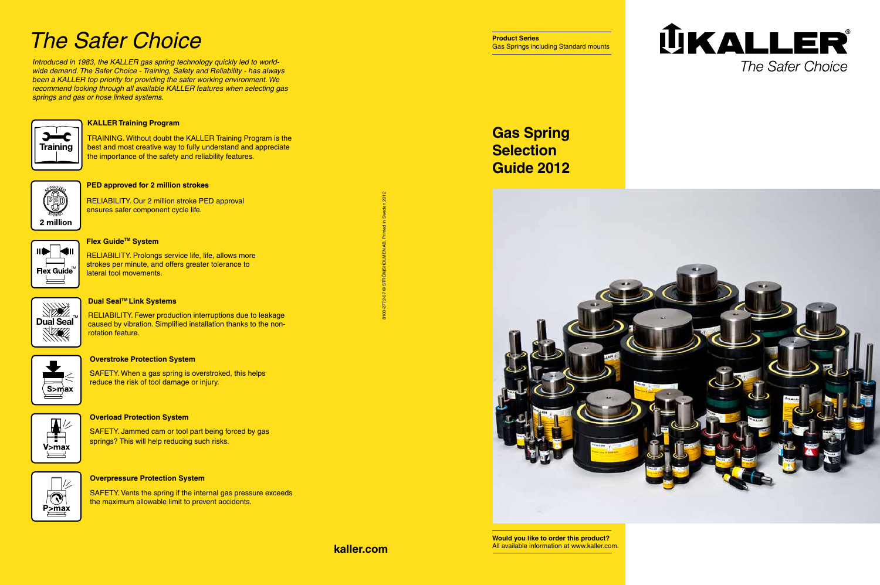# The Safer Choice

*Introduced in 1983, the KALLER gas spring technology quickly led to world-wide demand. The Safer Choice - Training, Safety and Reliability - has always been a KALLER top priority for providing the safer working environment. We recommend looking through all available KALLER features when selecting gas springs and gas or hose linked systems.*

**KALLER Training Program**

TRAINING. Without doubt the KALLER Training Program is the best and most creative way to fully understand and appreciate the importance of the safety and reliability features.

**PED approved for 2 million strokes**

RELIABILITY. Our 2 million stroke PED approval ensures safer component cycle life.

**Flex Guide™ System**

RELIABILITY. Prolongs service life, life, allows more strokes per minute, and offers greater tolerance to lateral tool movements.

**Dual Seal™ Link Systems**

RELIABILITY. Fewer production interruptions due to leakage caused by vibration. Simplified installation thanks to the non-rotation feature.

**Overstroke Protection System**

SAFETY. When a gas spring is overstroked, this helps reduce the risk of tool damage or injury.

**Overload Protection System**

SAFETY. Jammed cam or tool part being forced by gas springs? This will help reducing such risks.

**Overpressure Protection System**

SAFETY. Vents the spring if the internal gas pressure exceeds the maximum allowable limit to prevent accidents.

8100-2772-07 © STRÖMSHOLMEN AB, Printed in Sweden 2012

**kaller.com**

**Product Series**
Gas Springs including Standard mounts

KALLER®
*The Safer Choice*

# Gas Spring Selection Guide 2012

**Would you like to order this product?**
All available information at www.kaller.com.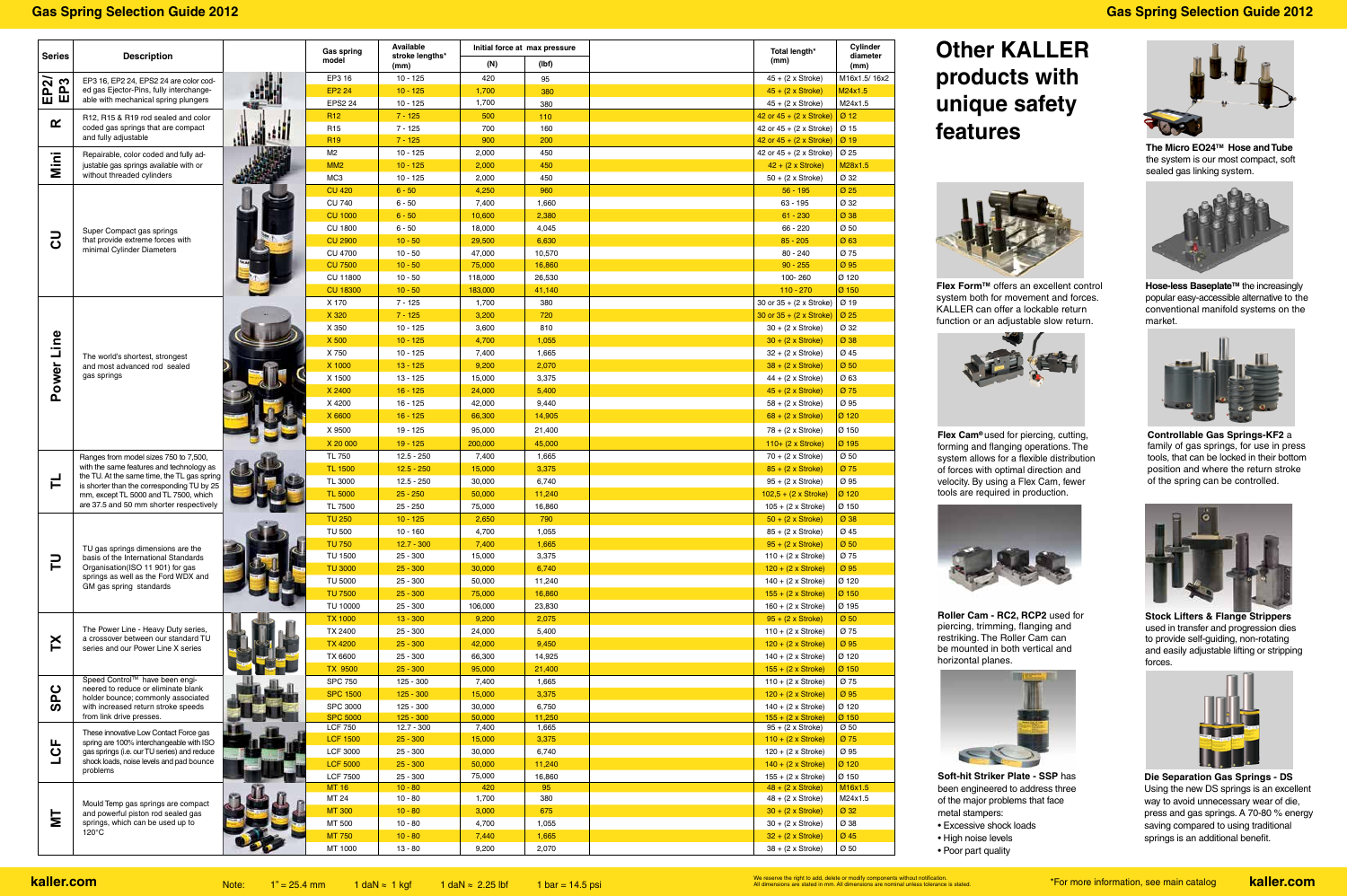| Series | Description | Gas spring model | Available stroke lengths* (mm) | Initial force at max pressure (N) | Initial force at max pressure (lbf) | Total length* (mm) | Cylinder diameter (mm) |
|---|---|---|---|---|---|---|---|
| EP2/EP3 | EP3 16, EP2 24, EPS2 24 are color coded gas Ejector-Pins, fully interchangeable with mechanical spring plungers | EP3 16 | 10 - 125 | 420 | 95 | 45 + (2 x Stroke) | M16x1.5/ 16x2 |
| | | EP2 24 | 10 - 125 | 1,700 | 380 | 45 + (2 x Stroke) | M24x1.5 |
| | | EPS2 24 | 10 - 125 | 1,700 | 380 | 45 + (2 x Stroke) | M24x1.5 |
| R | R12, R15 & R19 rod sealed and color coded gas springs that are compact and fully adjustable | R12 | 7 - 125 | 500 | 110 | 42 or 45 + (2 x Stroke) | Ø 12 |
| | | R15 | 7 - 125 | 700 | 160 | 42 or 45 + (2 x Stroke) | Ø 15 |
| | | R19 | 7 - 125 | 900 | 200 | 42 or 45 + (2 x Stroke) | Ø 19 |
| Mini | Repairable, color coded and fully adjustable gas springs available with or without threaded cylinders | M2 | 10 - 125 | 2,000 | 450 | 42 or 45 + (2 x Stroke) | Ø 25 |
| | | MM2 | 10 - 125 | 2,000 | 450 | 42 + (2 x Stroke) | M28x1.5 |
| | | MC3 | 10 - 125 | 2,000 | 450 | 50 + (2 x Stroke) | Ø 32 |
| CU | Super Compact gas springs that provide extreme forces with minimal Cylinder Diameters | CU 420 | 6 - 50 | 4,250 | 960 | 56 - 195 | Ø 25 |
| | | CU 740 | 6 - 50 | 7,400 | 1,660 | 63 - 195 | Ø 32 |
| | | CU 1000 | 6 - 50 | 10,600 | 2,380 | 61 - 230 | Ø 38 |
| | | CU 1800 | 6 - 50 | 18,000 | 4,045 | 66 - 220 | Ø 50 |
| | | CU 2900 | 10 - 50 | 29,500 | 6,630 | 85 - 205 | Ø 63 |
| | | CU 4700 | 10 - 50 | 47,000 | 10,570 | 80 - 240 | Ø 75 |
| | | CU 7500 | 10 - 50 | 75,000 | 16,860 | 90 - 255 | Ø 95 |
| | | CU 11800 | 10 - 50 | 118,000 | 26,530 | 100- 260 | Ø 120 |
| | | CU 18300 | 10 - 50 | 183,000 | 41,140 | 110 - 270 | Ø 150 |
| Power Line | The world's shortest, strongest and most advanced rod sealed gas springs | X 170 | 7 - 125 | 1,700 | 380 | 30 or 35 + (2 x Stroke) | Ø 19 |
| | | X 320 | 7 - 125 | 3,200 | 720 | 30 or 35 + (2 x Stroke) | Ø 25 |
| | | X 350 | 10 - 125 | 3,600 | 810 | 30 + (2 x Stroke) | Ø 32 |
| | | X 500 | 10 - 125 | 4,700 | 1,055 | 30 + (2 x Stroke) | Ø 38 |
| | | X 750 | 10 - 125 | 7,400 | 1,665 | 32 + (2 x Stroke) | Ø 45 |
| | | X 1000 | 13 - 125 | 9,200 | 2,070 | 38 + (2 x Stroke) | Ø 50 |
| | | X 1500 | 13 - 125 | 15,000 | 3,375 | 44 + (2 x Stroke) | Ø 63 |
| | | X 2400 | 16 - 125 | 24,000 | 5,400 | 45 + (2 x Stroke) | Ø 75 |
| | | X 4200 | 16 - 125 | 42,000 | 9,440 | 58 + (2 x Stroke) | Ø 95 |
| | | X 6600 | 16 - 125 | 66,300 | 14,905 | 68 + (2 x Stroke) | Ø 120 |
| | | X 9500 | 19 - 125 | 95,000 | 21,400 | 78 + (2 x Stroke) | Ø 150 |
| | | X 20 000 | 19 - 125 | 200,000 | 45,000 | 110+ (2 x Stroke) | Ø 195 |
| TL | Ranges from model sizes 750 to 7,500, with the same features and technology as the TU. At the same time, the TL gas spring is shorter than the corresponding TU by 25 mm, except TL 5000 and TL 7500, which are 37.5 and 50 mm shorter respectively | TL 750 | 12.5 - 250 | 7,400 | 1,665 | 70 + (2 x Stroke) | Ø 50 |
| | | TL 1500 | 12.5 - 250 | 15,000 | 3,375 | 85 + (2 x Stroke) | Ø 75 |
| | | TL 3000 | 12.5 - 250 | 30,000 | 6,740 | 95 + (2 x Stroke) | Ø 95 |
| | | TL 5000 | 25 - 250 | 50,000 | 11,240 | 102,5 + (2 x Stroke) | Ø 120 |
| | | TL 7500 | 25 - 250 | 75,000 | 16,860 | 105 + (2 x Stroke) | Ø 150 |
| TU | TU gas springs dimensions are the basis of the International Standards Organisation(ISO 11 901) for gas springs as well as the Ford WDX and GM gas spring standards | TU 250 | 10 - 125 | 2,650 | 790 | 50 + (2 x Stroke) | Ø 38 |
| | | TU 500 | 10 - 160 | 4,700 | 1,055 | 85 + (2 x Stroke) | Ø 45 |
| | | TU 750 | 12.7 - 300 | 7,400 | 1,665 | 95 + (2 x Stroke) | Ø 50 |
| | | TU 1500 | 25 - 300 | 15,000 | 3,375 | 110 + (2 x Stroke) | Ø 75 |
| | | TU 3000 | 25 - 300 | 30,000 | 6,740 | 120 + (2 x Stroke) | Ø 95 |
| | | TU 5000 | 25 - 300 | 50,000 | 11,240 | 140 + (2 x Stroke) | Ø 120 |
| | | TU 7500 | 25 - 300 | 75,000 | 16,860 | 155 + (2 x Stroke) | Ø 150 |
| | | TU 10000 | 25 - 300 | 106,000 | 23,830 | 160 + (2 x Stroke) | Ø 195 |
| TX | The Power Line - Heavy Duty series, a crossover between our standard TU series and our Power Line X series | TX 1000 | 13 - 300 | 9,200 | 2,075 | 95 + (2 x Stroke) | Ø 50 |
| | | TX 2400 | 25 - 300 | 24,000 | 5,400 | 110 + (2 x Stroke) | Ø 75 |
| | | TX 4200 | 25 - 300 | 42,000 | 9,450 | 120 + (2 x Stroke) | Ø 95 |
| | | TX 6600 | 25 - 300 | 66,300 | 14,925 | 140 + (2 x Stroke) | Ø 120 |
| | | TX 9500 | 25 - 300 | 95,000 | 21,400 | 155 + (2 x Stroke) | Ø 150 |
| SPC | Speed Control™ have been engineered to reduce or eliminate blank holder bounce; commonly associated with increased return stroke speeds from link drive presses. | SPC 750 | 125 - 300 | 7,400 | 1,665 | 110 + (2 x Stroke) | Ø 75 |
| | | SPC 1500 | 125 - 300 | 15,000 | 3,375 | 120 + (2 x Stroke) | Ø 95 |
| | | SPC 3000 | 125 - 300 | 30,000 | 6,750 | 140 + (2 x Stroke) | Ø 120 |
| | | SPC 5000 | 125 - 300 | 50,000 | 11,250 | 155 + (2 x Stroke) | Ø 150 |
| LCF | These innovative Low Contact Force gas spring are 100% interchangeable with ISO gas springs (i.e. our TU series) and reduce shock loads, noise levels and pad bounce problems | LCF 750 | 12.7 - 300 | 7,400 | 1,665 | 95 + (2 x Stroke) | Ø 50 |
| | | LCF 1500 | 25 - 300 | 15,000 | 3,375 | 110 + (2 x Stroke) | Ø 75 |
| | | LCF 3000 | 25 - 300 | 30,000 | 6,740 | 120 + (2 x Stroke) | Ø 95 |
| | | LCF 5000 | 25 - 300 | 50,000 | 11,240 | 140 + (2 x Stroke) | Ø 120 |
| | | LCF 7500 | 25 - 300 | 75,000 | 16,860 | 155 + (2 x Stroke) | Ø 150 |
| MT | Mould Temp gas springs are compact and powerful piston rod sealed gas springs, which can be used up to 120°C | MT 16 | 10 - 80 | 420 | 95 | 48 + (2 x Stroke) | M16x1.5 |
| | | MT 24 | 10 - 80 | 1,700 | 380 | 48 + (2 x Stroke) | M24x1.5 |
| | | MT 300 | 10 - 80 | 3,000 | 675 | 30 + (2 x Stroke) | Ø 32 |
| | | MT 500 | 10 - 80 | 4,700 | 1,055 | 30 + (2 x Stroke) | Ø 38 |
| | | MT 750 | 10 - 80 | 7,440 | 1,665 | 32 + (2 x Stroke) | Ø 45 |
| | | MT 1000 | 13 - 80 | 9,200 | 2,070 | 38 + (2 x Stroke) | Ø 50 |

Note: 1" = 25.4 mm 1 daN ≈ 1 kgf 1 daN ≈ 2.25 lbf 1 bar = 14.5 psi

We reserve the right to add, delete or modify components without notification. All dimensions are stated in mm. All dimensions are nominal unless tolerance is stated.

# Other KALLER products with unique safety features

**Flex Form™** offers an excellent control system both for movement and forces. KALLER can offer a lockable return function or an adjustable slow return.

**Flex Cam®** used for piercing, cutting, forming and flanging operations. The system allows for a flexible distribution of forces with optimal direction and velocity. By using a Flex Cam, fewer tools are required in production.

**Roller Cam - RC2, RCP2** used for piercing, trimming, flanging and restriking. The Roller Cam can be mounted in both vertical and horizontal planes.

**Soft-hit Striker Plate - SSP** has been engineered to address three of the major problems that face metal stampers:

- Excessive shock loads
- High noise levels
- Poor part quality

**The Micro EO24™ Hose and Tube** the system is our most compact, soft sealed gas linking system.

**Hose-less Baseplate™** the increasingly popular easy-accessible alternative to the conventional manifold systems on the market.

**Controllable Gas Springs-KF2** a family of gas springs, for use in press tools, that can be locked in their bottom position and where the return stroke of the spring can be controlled.

**Stock Lifters & Flange Strippers** used in transfer and progression dies to provide self-guiding, non-rotating and easily adjustable lifting or stripping forces.

**Die Separation Gas Springs - DS** Using the new DS springs is an excellent way to avoid unnecessary wear of die, press and gas springs. A 70-80 % energy saving compared to using traditional springs is an additional benefit.

*For more information, see main catalog